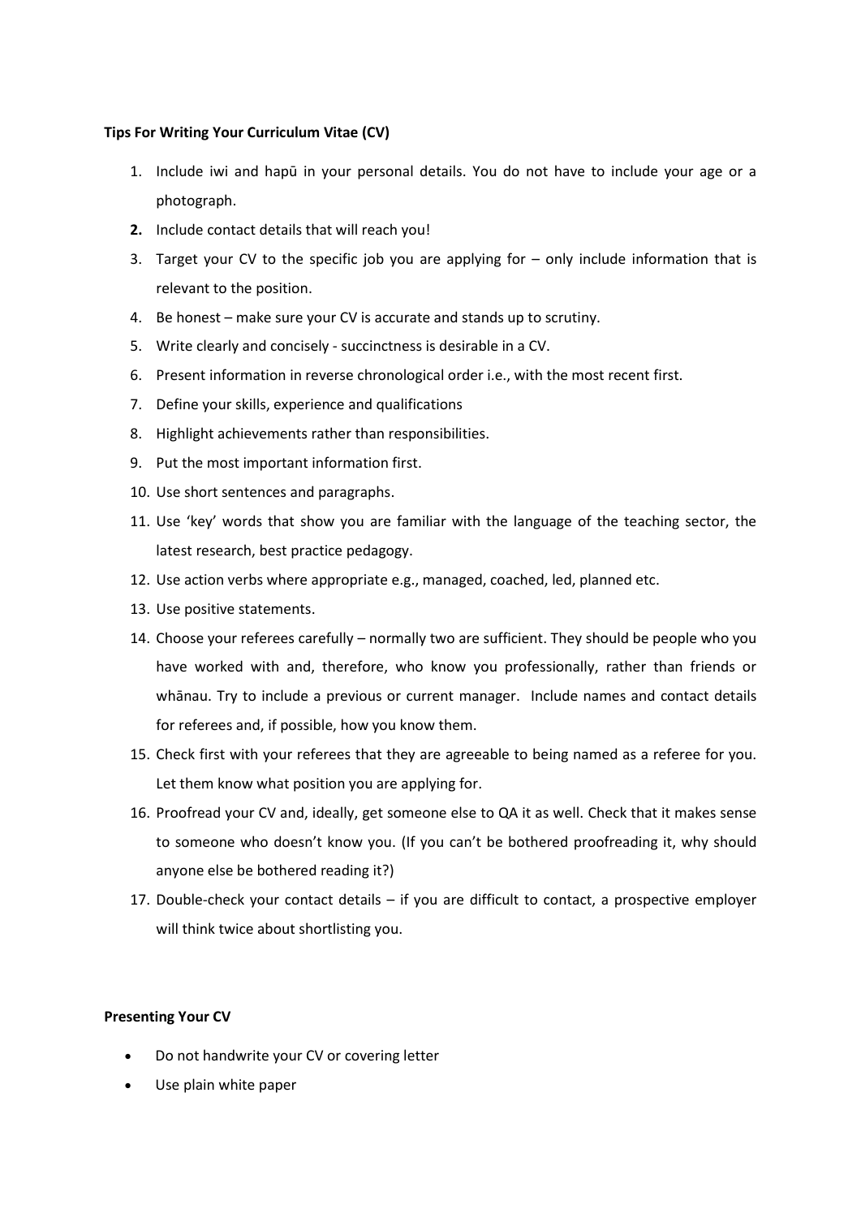**Tips For Writing Your Curriculum Vitae (CV)**

1. Include iwi and hapū in your personal details. You do not have to include your age or a photograph.
2. Include contact details that will reach you!
3. Target your CV to the specific job you are applying for – only include information that is relevant to the position.
4. Be honest – make sure your CV is accurate and stands up to scrutiny.
5. Write clearly and concisely - succinctness is desirable in a CV.
6. Present information in reverse chronological order i.e., with the most recent first.
7. Define your skills, experience and qualifications
8. Highlight achievements rather than responsibilities.
9. Put the most important information first.
10. Use short sentences and paragraphs.
11. Use 'key' words that show you are familiar with the language of the teaching sector, the latest research, best practice pedagogy.
12. Use action verbs where appropriate e.g., managed, coached, led, planned etc.
13. Use positive statements.
14. Choose your referees carefully – normally two are sufficient. They should be people who you have worked with and, therefore, who know you professionally, rather than friends or whānau. Try to include a previous or current manager. Include names and contact details for referees and, if possible, how you know them.
15. Check first with your referees that they are agreeable to being named as a referee for you. Let them know what position you are applying for.
16. Proofread your CV and, ideally, get someone else to QA it as well. Check that it makes sense to someone who doesn't know you. (If you can't be bothered proofreading it, why should anyone else be bothered reading it?)
17. Double-check your contact details – if you are difficult to contact, a prospective employer will think twice about shortlisting you.

**Presenting Your CV**

- Do not handwrite your CV or covering letter
- Use plain white paper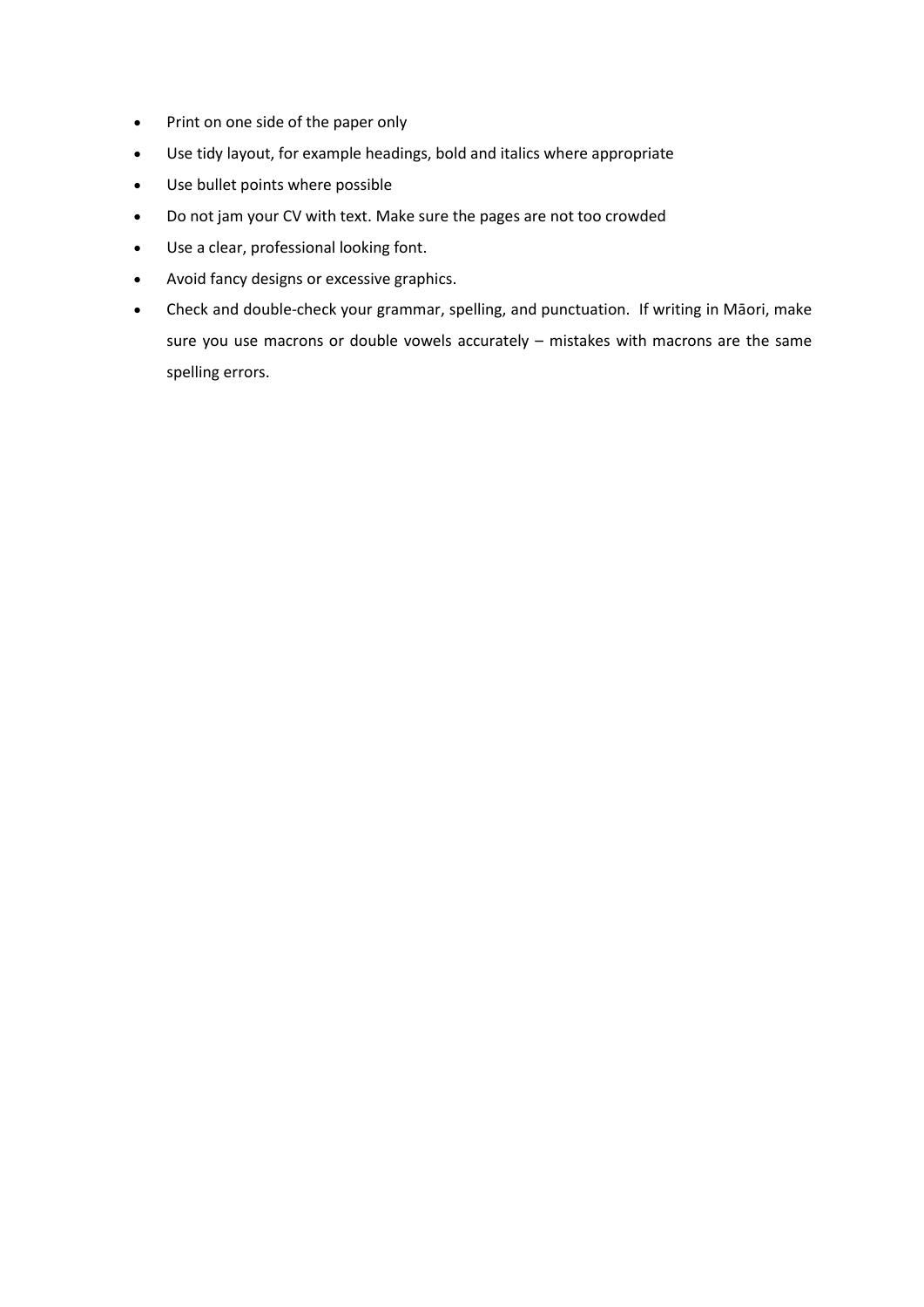- Print on one side of the paper only
- Use tidy layout, for example headings, bold and italics where appropriate
- Use bullet points where possible
- Do not jam your CV with text. Make sure the pages are not too crowded
- Use a clear, professional looking font.
- Avoid fancy designs or excessive graphics.
- Check and double-check your grammar, spelling, and punctuation. If writing in Māori, make sure you use macrons or double vowels accurately – mistakes with macrons are the same spelling errors.